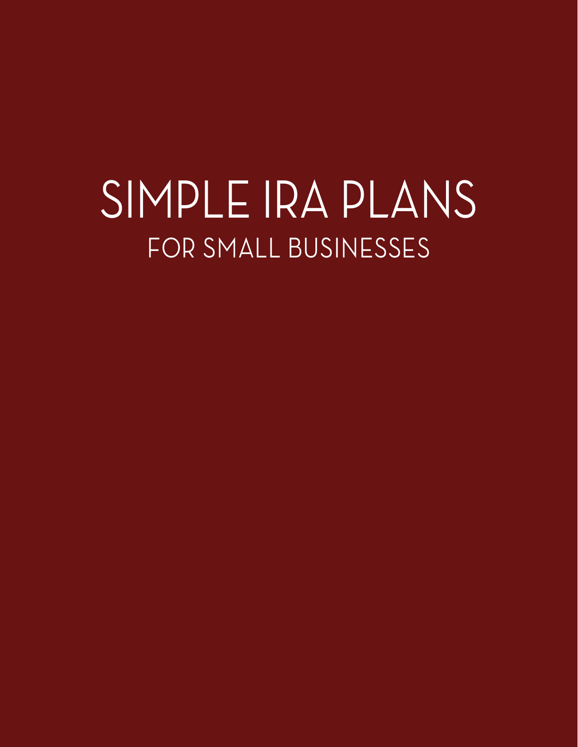# SIMPLE IRA PLANS

## FOR SMALL BUSINESSES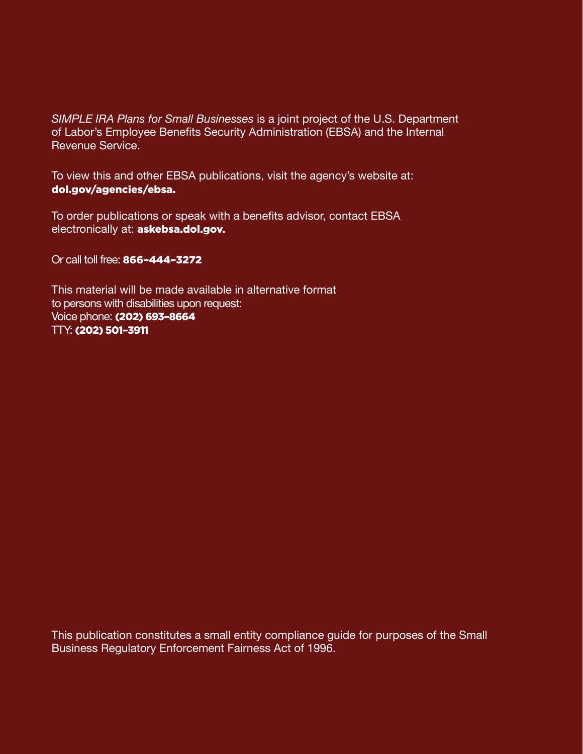*SIMPLE IRA Plans for Small Businesses* is a joint project of the U.S. Department of Labor's Employee Benefits Security Administration (EBSA) and the Internal Revenue Service.

To view this and other EBSA publications, visit the agency's website at: **dol.gov/agencies/ebsa.**

To order publications or speak with a benefits advisor, contact EBSA electronically at: **askebsa.dol.gov.**

Or call toll free: **866–444–3272**

This material will be made available in alternative format to persons with disabilities upon request:
Voice phone: **(202) 693–8664**
TTY: **(202) 501–3911**

This publication constitutes a small entity compliance guide for purposes of the Small Business Regulatory Enforcement Fairness Act of 1996.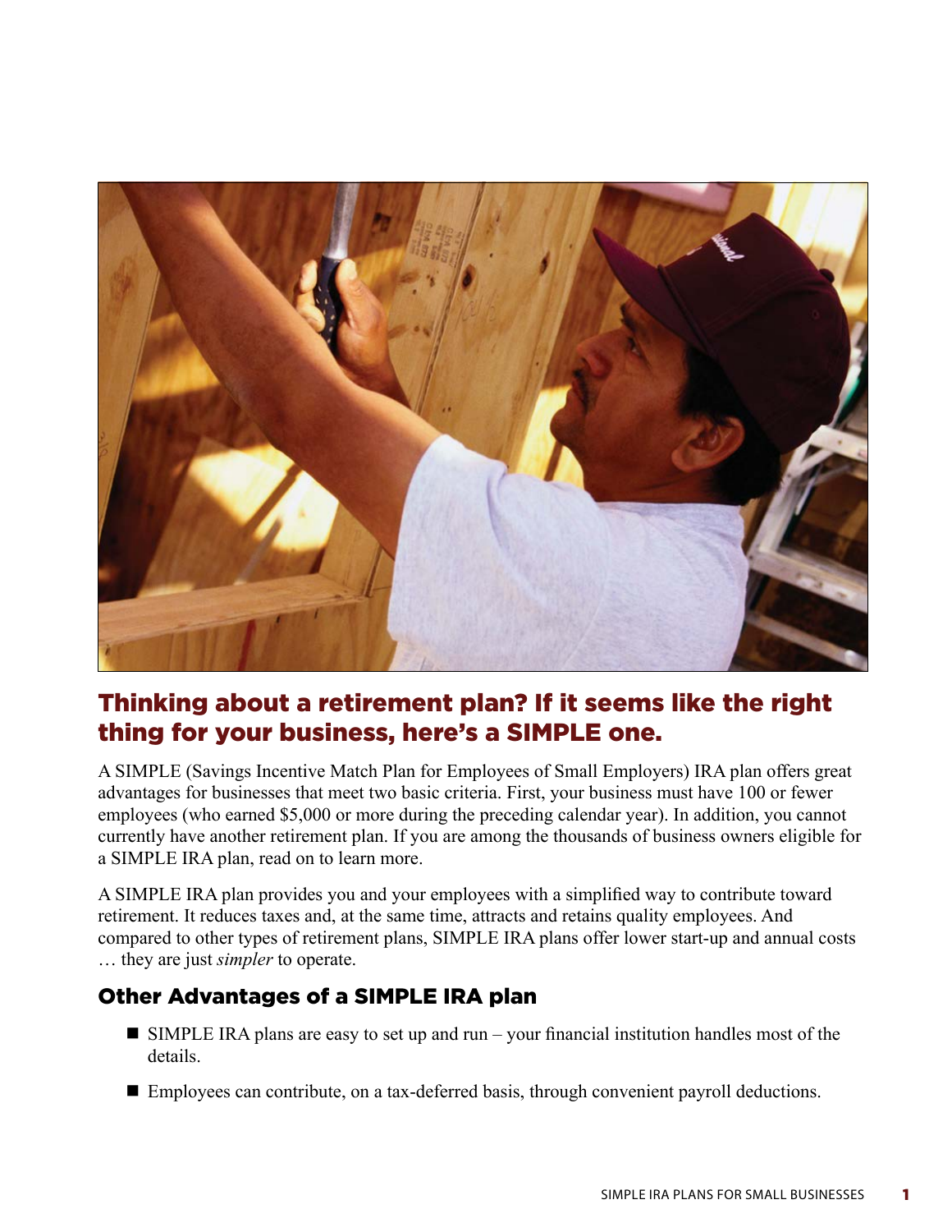## Thinking about a retirement plan? If it seems like the right thing for your business, here's a SIMPLE one.

A SIMPLE (Savings Incentive Match Plan for Employees of Small Employers) IRA plan offers great advantages for businesses that meet two basic criteria. First, your business must have 100 or fewer employees (who earned $5,000 or more during the preceding calendar year). In addition, you cannot currently have another retirement plan. If you are among the thousands of business owners eligible for a SIMPLE IRA plan, read on to learn more.

A SIMPLE IRA plan provides you and your employees with a simplified way to contribute toward retirement. It reduces taxes and, at the same time, attracts and retains quality employees. And compared to other types of retirement plans, SIMPLE IRA plans offer lower start-up and annual costs … they are just *simpler* to operate.

### Other Advantages of a SIMPLE IRA plan

- SIMPLE IRA plans are easy to set up and run – your financial institution handles most of the details.
- Employees can contribute, on a tax-deferred basis, through convenient payroll deductions.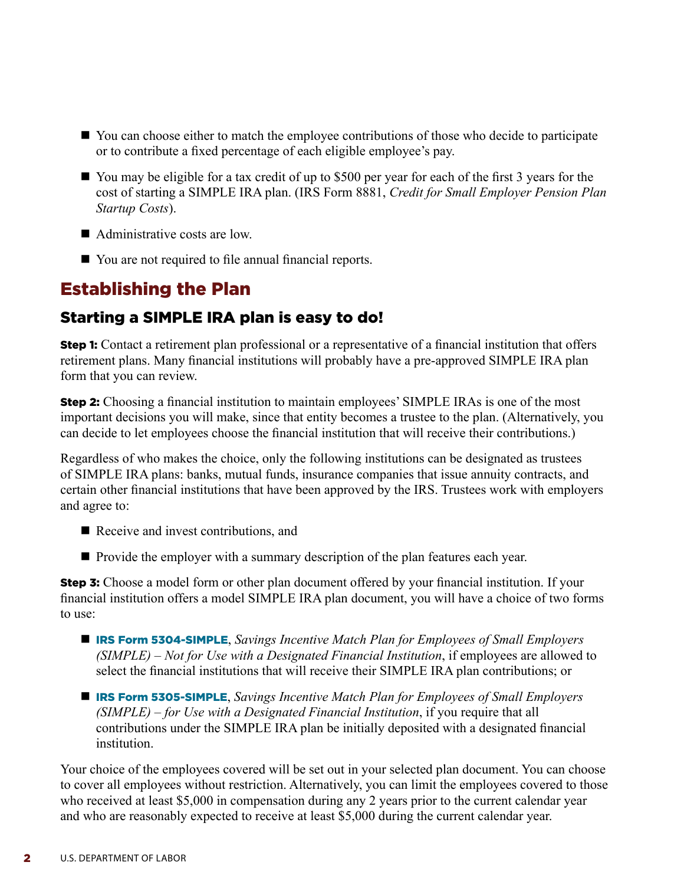- You can choose either to match the employee contributions of those who decide to participate or to contribute a fixed percentage of each eligible employee's pay.
- You may be eligible for a tax credit of up to $500 per year for each of the first 3 years for the cost of starting a SIMPLE IRA plan. (IRS Form 8881, *Credit for Small Employer Pension Plan Startup Costs*).
- Administrative costs are low.
- You are not required to file annual financial reports.

## Establishing the Plan

### Starting a SIMPLE IRA plan is easy to do!

**Step 1:** Contact a retirement plan professional or a representative of a financial institution that offers retirement plans. Many financial institutions will probably have a pre-approved SIMPLE IRA plan form that you can review.

**Step 2:** Choosing a financial institution to maintain employees' SIMPLE IRAs is one of the most important decisions you will make, since that entity becomes a trustee to the plan. (Alternatively, you can decide to let employees choose the financial institution that will receive their contributions.)

Regardless of who makes the choice, only the following institutions can be designated as trustees of SIMPLE IRA plans: banks, mutual funds, insurance companies that issue annuity contracts, and certain other financial institutions that have been approved by the IRS. Trustees work with employers and agree to:

- Receive and invest contributions, and
- Provide the employer with a summary description of the plan features each year.

**Step 3:** Choose a model form or other plan document offered by your financial institution. If your financial institution offers a model SIMPLE IRA plan document, you will have a choice of two forms to use:

- **IRS Form 5304-SIMPLE**, *Savings Incentive Match Plan for Employees of Small Employers (SIMPLE) – Not for Use with a Designated Financial Institution*, if employees are allowed to select the financial institutions that will receive their SIMPLE IRA plan contributions; or
- **IRS Form 5305-SIMPLE**, *Savings Incentive Match Plan for Employees of Small Employers (SIMPLE) – for Use with a Designated Financial Institution*, if you require that all contributions under the SIMPLE IRA plan be initially deposited with a designated financial institution.

Your choice of the employees covered will be set out in your selected plan document. You can choose to cover all employees without restriction. Alternatively, you can limit the employees covered to those who received at least $5,000 in compensation during any 2 years prior to the current calendar year and who are reasonably expected to receive at least $5,000 during the current calendar year.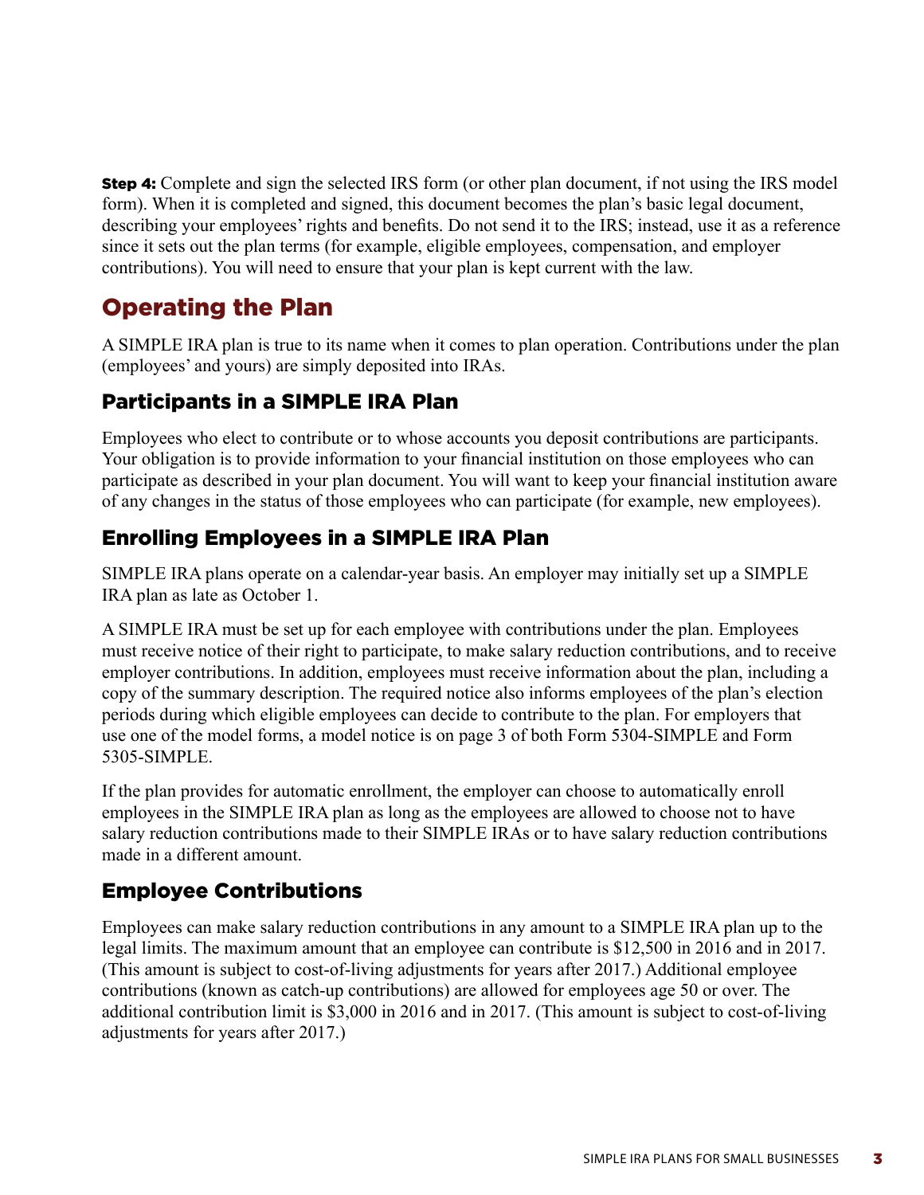**Step 4:** Complete and sign the selected IRS form (or other plan document, if not using the IRS model form). When it is completed and signed, this document becomes the plan's basic legal document, describing your employees' rights and benefits. Do not send it to the IRS; instead, use it as a reference since it sets out the plan terms (for example, eligible employees, compensation, and employer contributions). You will need to ensure that your plan is kept current with the law.

## Operating the Plan

A SIMPLE IRA plan is true to its name when it comes to plan operation. Contributions under the plan (employees' and yours) are simply deposited into IRAs.

### Participants in a SIMPLE IRA Plan

Employees who elect to contribute or to whose accounts you deposit contributions are participants. Your obligation is to provide information to your financial institution on those employees who can participate as described in your plan document. You will want to keep your financial institution aware of any changes in the status of those employees who can participate (for example, new employees).

### Enrolling Employees in a SIMPLE IRA Plan

SIMPLE IRA plans operate on a calendar-year basis. An employer may initially set up a SIMPLE IRA plan as late as October 1.

A SIMPLE IRA must be set up for each employee with contributions under the plan. Employees must receive notice of their right to participate, to make salary reduction contributions, and to receive employer contributions. In addition, employees must receive information about the plan, including a copy of the summary description. The required notice also informs employees of the plan's election periods during which eligible employees can decide to contribute to the plan. For employers that use one of the model forms, a model notice is on page 3 of both Form 5304-SIMPLE and Form 5305-SIMPLE.

If the plan provides for automatic enrollment, the employer can choose to automatically enroll employees in the SIMPLE IRA plan as long as the employees are allowed to choose not to have salary reduction contributions made to their SIMPLE IRAs or to have salary reduction contributions made in a different amount.

### Employee Contributions

Employees can make salary reduction contributions in any amount to a SIMPLE IRA plan up to the legal limits. The maximum amount that an employee can contribute is $12,500 in 2016 and in 2017. (This amount is subject to cost-of-living adjustments for years after 2017.) Additional employee contributions (known as catch-up contributions) are allowed for employees age 50 or over. The additional contribution limit is $3,000 in 2016 and in 2017. (This amount is subject to cost-of-living adjustments for years after 2017.)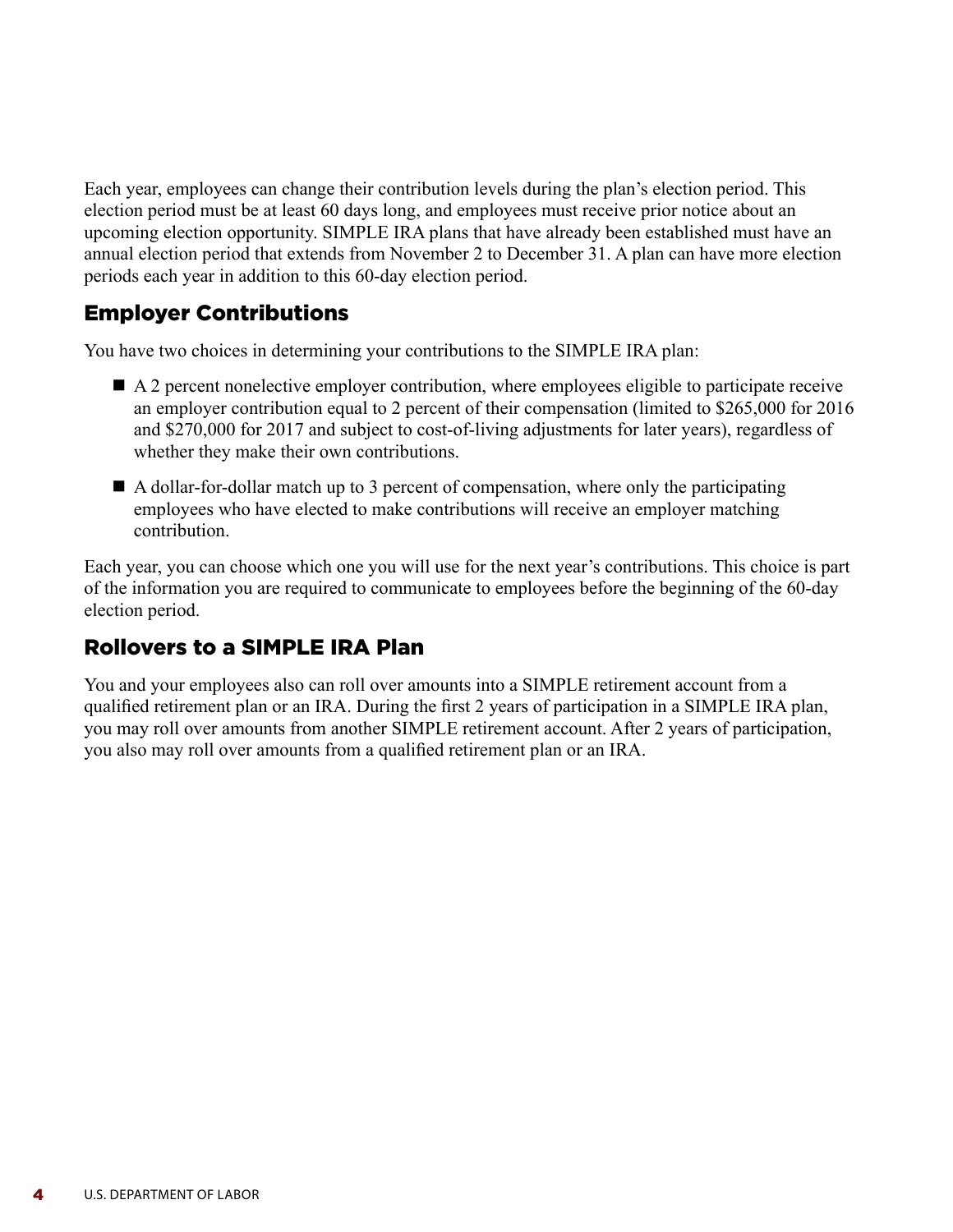Each year, employees can change their contribution levels during the plan's election period. This election period must be at least 60 days long, and employees must receive prior notice about an upcoming election opportunity. SIMPLE IRA plans that have already been established must have an annual election period that extends from November 2 to December 31. A plan can have more election periods each year in addition to this 60-day election period.

## Employer Contributions

You have two choices in determining your contributions to the SIMPLE IRA plan:

- A 2 percent nonelective employer contribution, where employees eligible to participate receive an employer contribution equal to 2 percent of their compensation (limited to $265,000 for 2016 and $270,000 for 2017 and subject to cost-of-living adjustments for later years), regardless of whether they make their own contributions.
- A dollar-for-dollar match up to 3 percent of compensation, where only the participating employees who have elected to make contributions will receive an employer matching contribution.

Each year, you can choose which one you will use for the next year's contributions. This choice is part of the information you are required to communicate to employees before the beginning of the 60-day election period.

## Rollovers to a SIMPLE IRA Plan

You and your employees also can roll over amounts into a SIMPLE retirement account from a qualified retirement plan or an IRA. During the first 2 years of participation in a SIMPLE IRA plan, you may roll over amounts from another SIMPLE retirement account. After 2 years of participation, you also may roll over amounts from a qualified retirement plan or an IRA.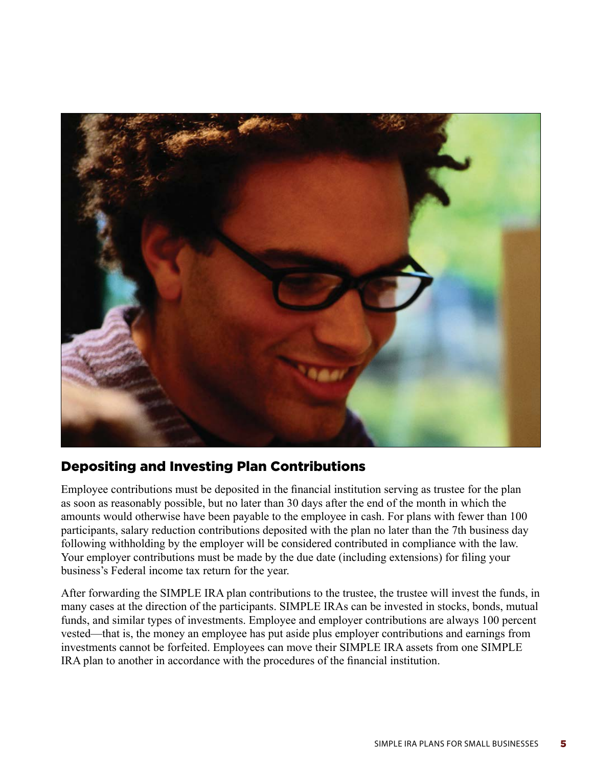## Depositing and Investing Plan Contributions

Employee contributions must be deposited in the financial institution serving as trustee for the plan as soon as reasonably possible, but no later than 30 days after the end of the month in which the amounts would otherwise have been payable to the employee in cash. For plans with fewer than 100 participants, salary reduction contributions deposited with the plan no later than the 7th business day following withholding by the employer will be considered contributed in compliance with the law. Your employer contributions must be made by the due date (including extensions) for filing your business's Federal income tax return for the year.

After forwarding the SIMPLE IRA plan contributions to the trustee, the trustee will invest the funds, in many cases at the direction of the participants. SIMPLE IRAs can be invested in stocks, bonds, mutual funds, and similar types of investments. Employee and employer contributions are always 100 percent vested—that is, the money an employee has put aside plus employer contributions and earnings from investments cannot be forfeited. Employees can move their SIMPLE IRA assets from one SIMPLE IRA plan to another in accordance with the procedures of the financial institution.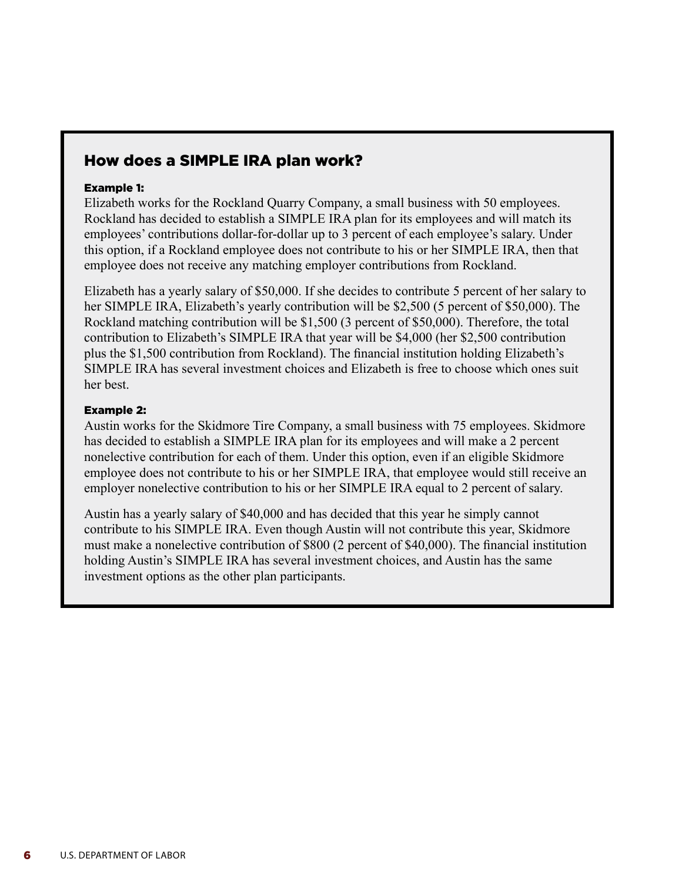## How does a SIMPLE IRA plan work?

**Example 1:**

Elizabeth works for the Rockland Quarry Company, a small business with 50 employees. Rockland has decided to establish a SIMPLE IRA plan for its employees and will match its employees' contributions dollar-for-dollar up to 3 percent of each employee's salary. Under this option, if a Rockland employee does not contribute to his or her SIMPLE IRA, then that employee does not receive any matching employer contributions from Rockland.

Elizabeth has a yearly salary of $50,000. If she decides to contribute 5 percent of her salary to her SIMPLE IRA, Elizabeth's yearly contribution will be $2,500 (5 percent of $50,000). The Rockland matching contribution will be $1,500 (3 percent of $50,000). Therefore, the total contribution to Elizabeth's SIMPLE IRA that year will be $4,000 (her $2,500 contribution plus the $1,500 contribution from Rockland). The financial institution holding Elizabeth's SIMPLE IRA has several investment choices and Elizabeth is free to choose which ones suit her best.

**Example 2:**

Austin works for the Skidmore Tire Company, a small business with 75 employees. Skidmore has decided to establish a SIMPLE IRA plan for its employees and will make a 2 percent nonelective contribution for each of them. Under this option, even if an eligible Skidmore employee does not contribute to his or her SIMPLE IRA, that employee would still receive an employer nonelective contribution to his or her SIMPLE IRA equal to 2 percent of salary.

Austin has a yearly salary of $40,000 and has decided that this year he simply cannot contribute to his SIMPLE IRA. Even though Austin will not contribute this year, Skidmore must make a nonelective contribution of $800 (2 percent of $40,000). The financial institution holding Austin's SIMPLE IRA has several investment choices, and Austin has the same investment options as the other plan participants.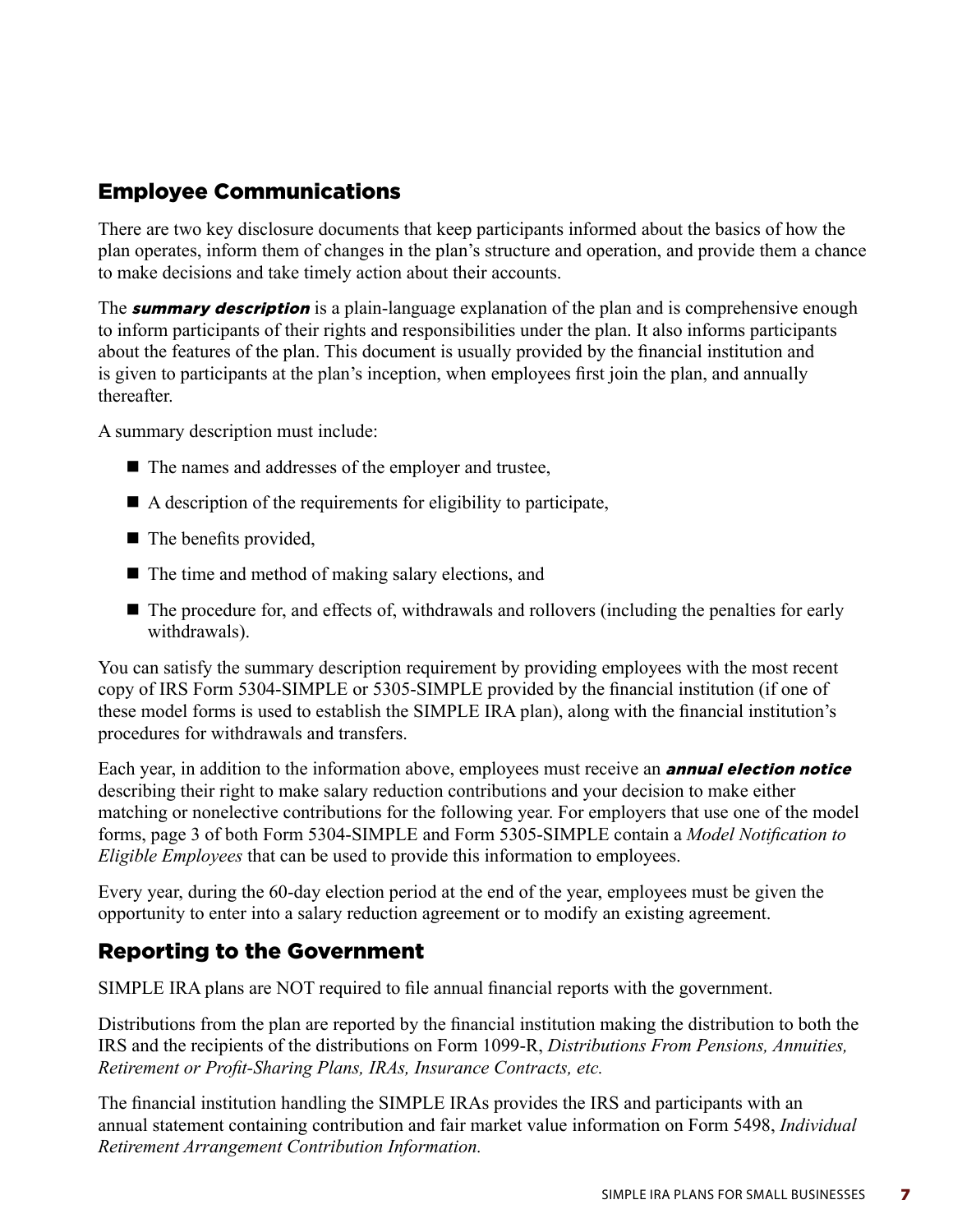## Employee Communications

There are two key disclosure documents that keep participants informed about the basics of how the plan operates, inform them of changes in the plan's structure and operation, and provide them a chance to make decisions and take timely action about their accounts.

The ***summary description*** is a plain-language explanation of the plan and is comprehensive enough to inform participants of their rights and responsibilities under the plan. It also informs participants about the features of the plan. This document is usually provided by the financial institution and is given to participants at the plan's inception, when employees first join the plan, and annually thereafter.

A summary description must include:

- The names and addresses of the employer and trustee,
- A description of the requirements for eligibility to participate,
- The benefits provided,
- The time and method of making salary elections, and
- The procedure for, and effects of, withdrawals and rollovers (including the penalties for early withdrawals).

You can satisfy the summary description requirement by providing employees with the most recent copy of IRS Form 5304-SIMPLE or 5305-SIMPLE provided by the financial institution (if one of these model forms is used to establish the SIMPLE IRA plan), along with the financial institution's procedures for withdrawals and transfers.

Each year, in addition to the information above, employees must receive an ***annual election notice*** describing their right to make salary reduction contributions and your decision to make either matching or nonelective contributions for the following year. For employers that use one of the model forms, page 3 of both Form 5304-SIMPLE and Form 5305-SIMPLE contain a *Model Notification to Eligible Employees* that can be used to provide this information to employees.

Every year, during the 60-day election period at the end of the year, employees must be given the opportunity to enter into a salary reduction agreement or to modify an existing agreement.

## Reporting to the Government

SIMPLE IRA plans are NOT required to file annual financial reports with the government.

Distributions from the plan are reported by the financial institution making the distribution to both the IRS and the recipients of the distributions on Form 1099-R, *Distributions From Pensions, Annuities, Retirement or Profit-Sharing Plans, IRAs, Insurance Contracts, etc.*

The financial institution handling the SIMPLE IRAs provides the IRS and participants with an annual statement containing contribution and fair market value information on Form 5498, *Individual Retirement Arrangement Contribution Information.*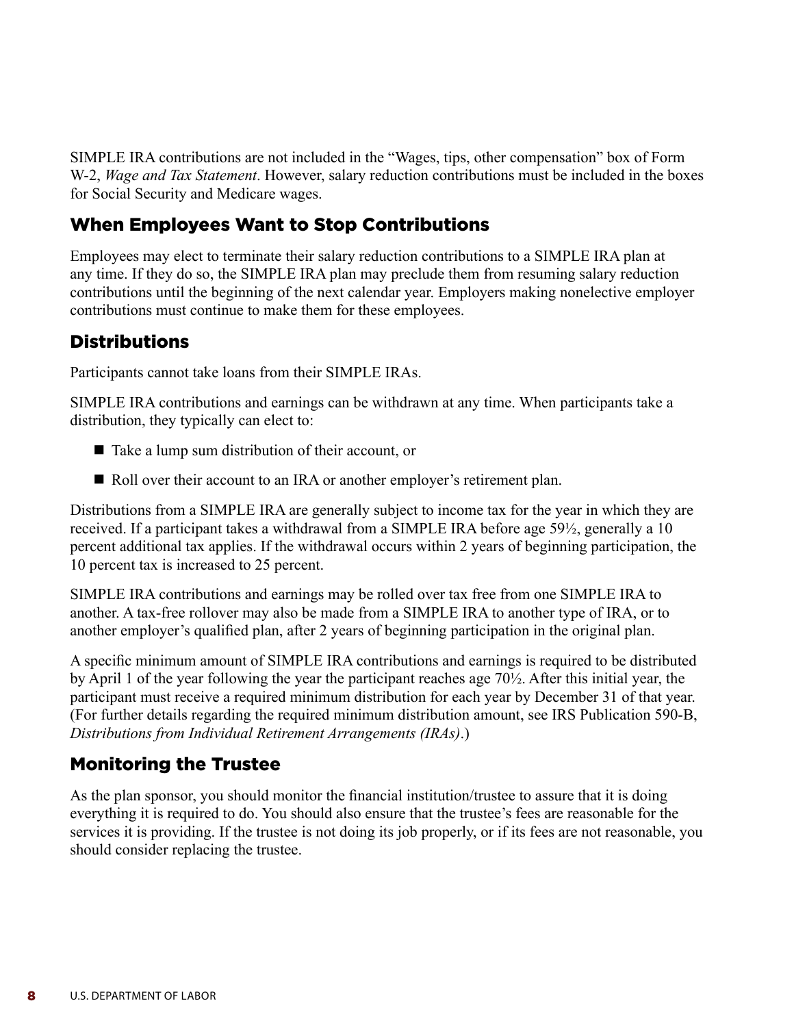SIMPLE IRA contributions are not included in the "Wages, tips, other compensation" box of Form W-2, *Wage and Tax Statement*. However, salary reduction contributions must be included in the boxes for Social Security and Medicare wages.

## When Employees Want to Stop Contributions

Employees may elect to terminate their salary reduction contributions to a SIMPLE IRA plan at any time. If they do so, the SIMPLE IRA plan may preclude them from resuming salary reduction contributions until the beginning of the next calendar year. Employers making nonelective employer contributions must continue to make them for these employees.

## Distributions

Participants cannot take loans from their SIMPLE IRAs.

SIMPLE IRA contributions and earnings can be withdrawn at any time. When participants take a distribution, they typically can elect to:

- Take a lump sum distribution of their account, or
- Roll over their account to an IRA or another employer's retirement plan.

Distributions from a SIMPLE IRA are generally subject to income tax for the year in which they are received. If a participant takes a withdrawal from a SIMPLE IRA before age 59½, generally a 10 percent additional tax applies. If the withdrawal occurs within 2 years of beginning participation, the 10 percent tax is increased to 25 percent.

SIMPLE IRA contributions and earnings may be rolled over tax free from one SIMPLE IRA to another. A tax-free rollover may also be made from a SIMPLE IRA to another type of IRA, or to another employer's qualified plan, after 2 years of beginning participation in the original plan.

A specific minimum amount of SIMPLE IRA contributions and earnings is required to be distributed by April 1 of the year following the year the participant reaches age 70½. After this initial year, the participant must receive a required minimum distribution for each year by December 31 of that year. (For further details regarding the required minimum distribution amount, see IRS Publication 590-B, *Distributions from Individual Retirement Arrangements (IRAs)*.)

## Monitoring the Trustee

As the plan sponsor, you should monitor the financial institution/trustee to assure that it is doing everything it is required to do. You should also ensure that the trustee's fees are reasonable for the services it is providing. If the trustee is not doing its job properly, or if its fees are not reasonable, you should consider replacing the trustee.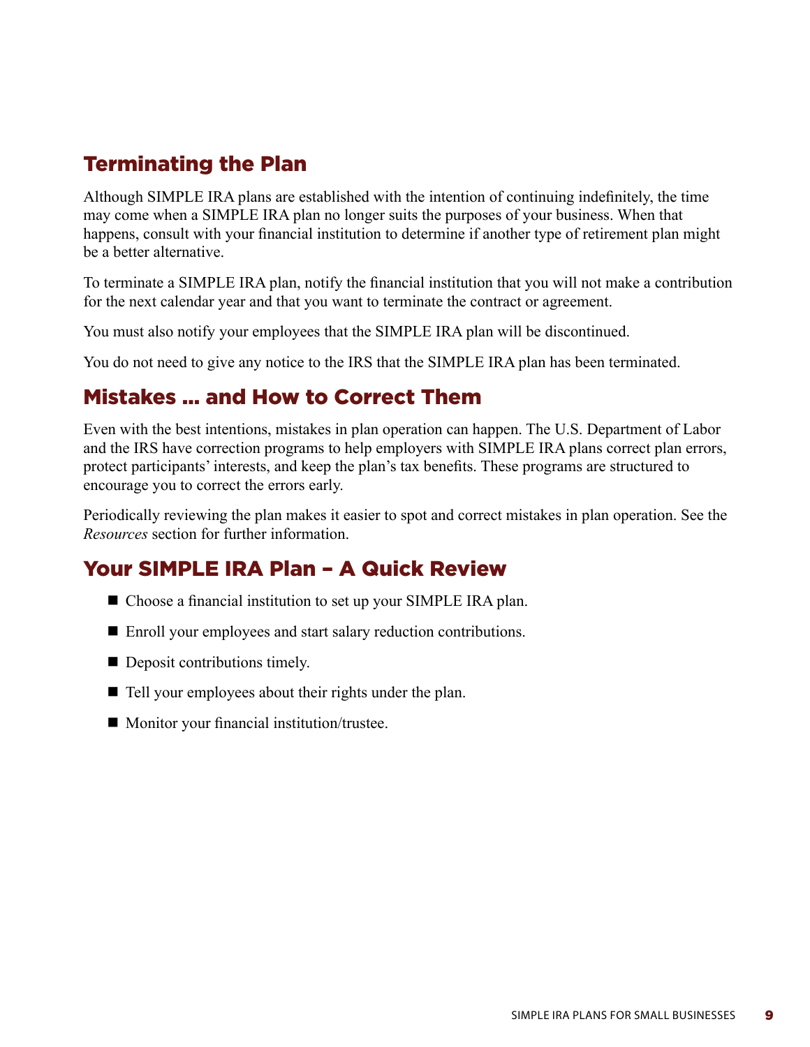## Terminating the Plan

Although SIMPLE IRA plans are established with the intention of continuing indefinitely, the time may come when a SIMPLE IRA plan no longer suits the purposes of your business. When that happens, consult with your financial institution to determine if another type of retirement plan might be a better alternative.

To terminate a SIMPLE IRA plan, notify the financial institution that you will not make a contribution for the next calendar year and that you want to terminate the contract or agreement.

You must also notify your employees that the SIMPLE IRA plan will be discontinued.

You do not need to give any notice to the IRS that the SIMPLE IRA plan has been terminated.

## Mistakes ... and How to Correct Them

Even with the best intentions, mistakes in plan operation can happen. The U.S. Department of Labor and the IRS have correction programs to help employers with SIMPLE IRA plans correct plan errors, protect participants' interests, and keep the plan's tax benefits. These programs are structured to encourage you to correct the errors early.

Periodically reviewing the plan makes it easier to spot and correct mistakes in plan operation. See the *Resources* section for further information.

## Your SIMPLE IRA Plan – A Quick Review

- Choose a financial institution to set up your SIMPLE IRA plan.
- Enroll your employees and start salary reduction contributions.
- Deposit contributions timely.
- Tell your employees about their rights under the plan.
- Monitor your financial institution/trustee.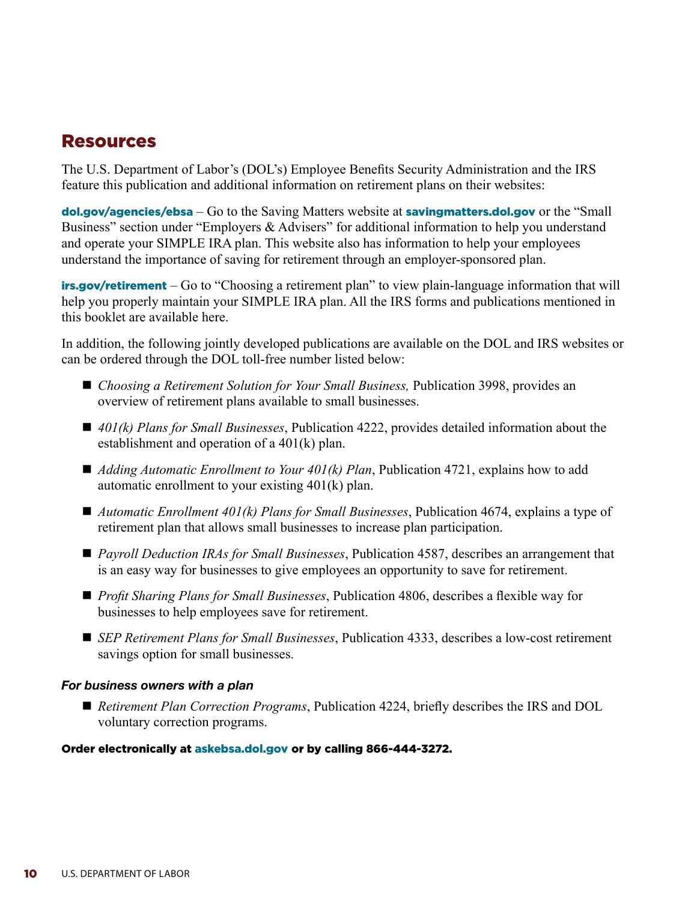## Resources

The U.S. Department of Labor's (DOL's) Employee Benefits Security Administration and the IRS feature this publication and additional information on retirement plans on their websites:

**dol.gov/agencies/ebsa** – Go to the Saving Matters website at **savingmatters.dol.gov** or the "Small Business" section under "Employers & Advisers" for additional information to help you understand and operate your SIMPLE IRA plan. This website also has information to help your employees understand the importance of saving for retirement through an employer-sponsored plan.

**irs.gov/retirement** – Go to "Choosing a retirement plan" to view plain-language information that will help you properly maintain your SIMPLE IRA plan. All the IRS forms and publications mentioned in this booklet are available here.

In addition, the following jointly developed publications are available on the DOL and IRS websites or can be ordered through the DOL toll-free number listed below:

- *Choosing a Retirement Solution for Your Small Business,* Publication 3998, provides an overview of retirement plans available to small businesses.
- *401(k) Plans for Small Businesses*, Publication 4222, provides detailed information about the establishment and operation of a 401(k) plan.
- *Adding Automatic Enrollment to Your 401(k) Plan*, Publication 4721, explains how to add automatic enrollment to your existing 401(k) plan.
- *Automatic Enrollment 401(k) Plans for Small Businesses*, Publication 4674, explains a type of retirement plan that allows small businesses to increase plan participation.
- *Payroll Deduction IRAs for Small Businesses*, Publication 4587, describes an arrangement that is an easy way for businesses to give employees an opportunity to save for retirement.
- *Profit Sharing Plans for Small Businesses*, Publication 4806, describes a flexible way for businesses to help employees save for retirement.
- *SEP Retirement Plans for Small Businesses*, Publication 4333, describes a low-cost retirement savings option for small businesses.

***For business owners with a plan***

- *Retirement Plan Correction Programs*, Publication 4224, briefly describes the IRS and DOL voluntary correction programs.

**Order electronically at askebsa.dol.gov or by calling 866-444-3272.**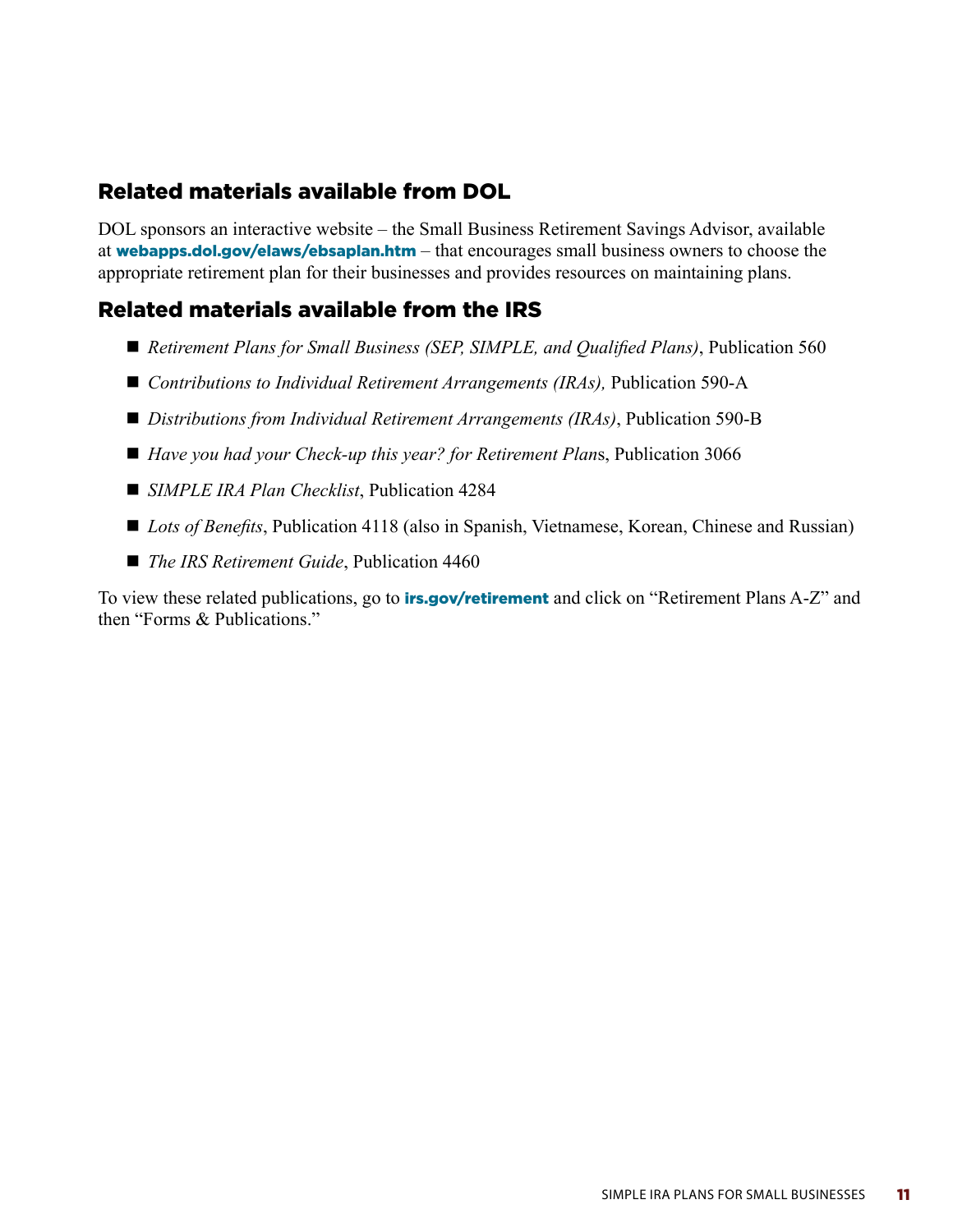## Related materials available from DOL

DOL sponsors an interactive website – the Small Business Retirement Savings Advisor, available at **webapps.dol.gov/elaws/ebsaplan.htm** – that encourages small business owners to choose the appropriate retirement plan for their businesses and provides resources on maintaining plans.

## Related materials available from the IRS

- *Retirement Plans for Small Business (SEP, SIMPLE, and Qualified Plans)*, Publication 560
- *Contributions to Individual Retirement Arrangements (IRAs),* Publication 590-A
- *Distributions from Individual Retirement Arrangements (IRAs)*, Publication 590-B
- *Have you had your Check-up this year? for Retirement Plan*s, Publication 3066
- *SIMPLE IRA Plan Checklist*, Publication 4284
- *Lots of Benefits*, Publication 4118 (also in Spanish, Vietnamese, Korean, Chinese and Russian)
- *The IRS Retirement Guide*, Publication 4460

To view these related publications, go to **irs.gov/retirement** and click on "Retirement Plans A-Z" and then "Forms & Publications."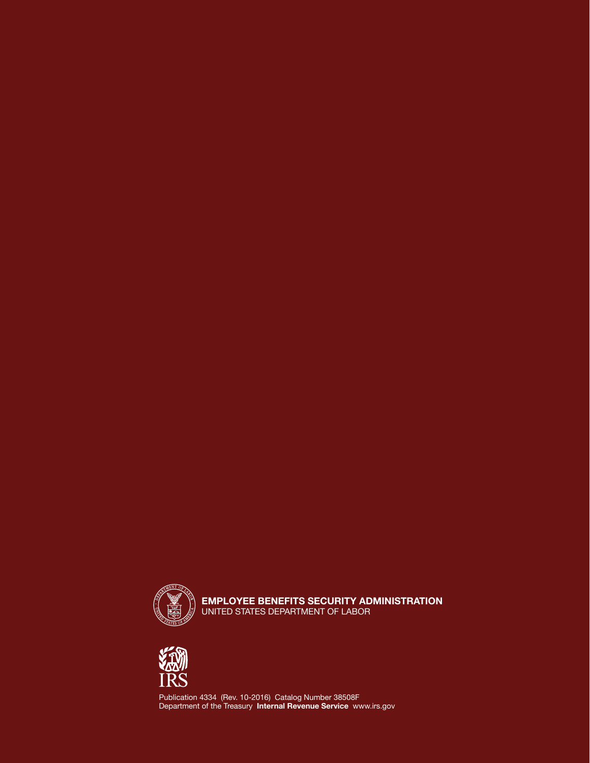**EMPLOYEE BENEFITS SECURITY ADMINISTRATION**
UNITED STATES DEPARTMENT OF LABOR

IRS

Publication 4334 (Rev. 10-2016) Catalog Number 38508F
Department of the Treasury **Internal Revenue Service** www.irs.gov